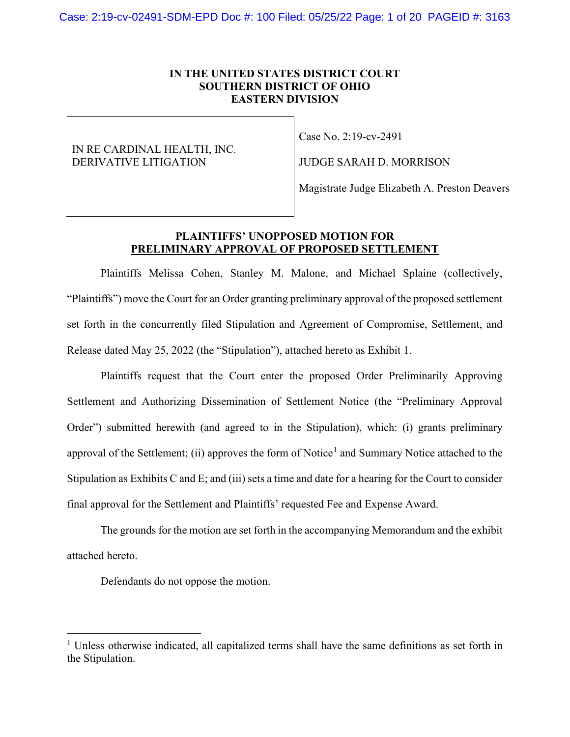**IN THE UNITED STATES DISTRICT COURT**
**SOUTHERN DISTRICT OF OHIO**
**EASTERN DIVISION**

| | |
|---|---|
| IN RE CARDINAL HEALTH, INC. DERIVATIVE LITIGATION | Case No. 2:19-cv-2491<br><br>JUDGE SARAH D. MORRISON<br><br>Magistrate Judge Elizabeth A. Preston Deavers |

**PLAINTIFFS' UNOPPOSED MOTION FOR**
**PRELIMINARY APPROVAL OF PROPOSED SETTLEMENT**

Plaintiffs Melissa Cohen, Stanley M. Malone, and Michael Splaine (collectively, "Plaintiffs") move the Court for an Order granting preliminary approval of the proposed settlement set forth in the concurrently filed Stipulation and Agreement of Compromise, Settlement, and Release dated May 25, 2022 (the "Stipulation"), attached hereto as Exhibit 1.

Plaintiffs request that the Court enter the proposed Order Preliminarily Approving Settlement and Authorizing Dissemination of Settlement Notice (the "Preliminary Approval Order") submitted herewith (and agreed to in the Stipulation), which: (i) grants preliminary approval of the Settlement; (ii) approves the form of Notice[1] and Summary Notice attached to the Stipulation as Exhibits C and E; and (iii) sets a time and date for a hearing for the Court to consider final approval for the Settlement and Plaintiffs' requested Fee and Expense Award.

The grounds for the motion are set forth in the accompanying Memorandum and the exhibit attached hereto.

Defendants do not oppose the motion.

---

[1] Unless otherwise indicated, all capitalized terms shall have the same definitions as set forth in the Stipulation.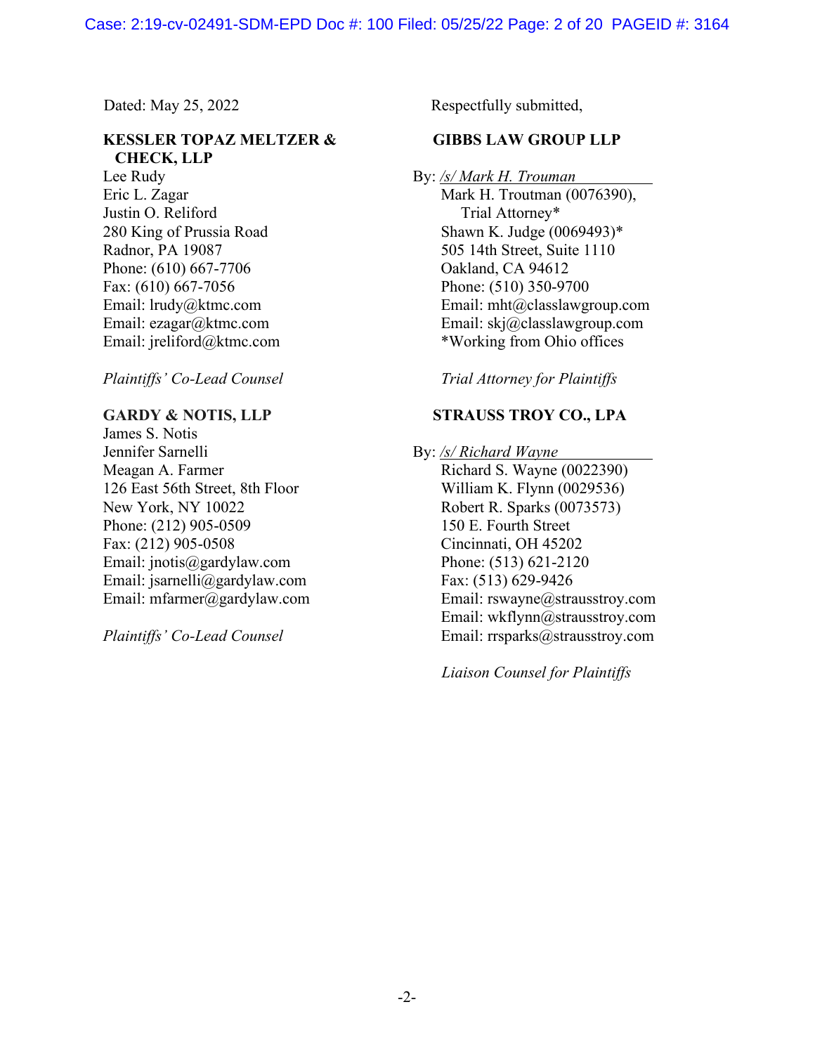Dated: May 25, 2022

Respectfully submitted,

**GIBBS LAW GROUP LLP**

By: /s/ Mark H. Trouman

Mark H. Troutman (0076390),
Trial Attorney*
Shawn K. Judge (0069493)*
505 14th Street, Suite 1110
Oakland, CA 94612
Phone: (510) 350-9700
Email: mht@classlawgroup.com
Email: skj@classlawgroup.com
*Working from Ohio offices

*Trial Attorney for Plaintiffs*

**STRAUSS TROY CO., LPA**

By: /s/ Richard Wayne

Richard S. Wayne (0022390)
William K. Flynn (0029536)
Robert R. Sparks (0073573)
150 E. Fourth Street
Cincinnati, OH 45202
Phone: (513) 621-2120
Fax: (513) 629-9426
Email: rswayne@strausstroy.com
Email: wkflynn@strausstroy.com
Email: rrsparks@strausstroy.com

*Liaison Counsel for Plaintiffs*

**KESSLER TOPAZ MELTZER & CHECK, LLP**

Lee Rudy
Eric L. Zagar
Justin O. Reliford
280 King of Prussia Road
Radnor, PA 19087
Phone: (610) 667-7706
Fax: (610) 667-7056
Email: lrudy@ktmc.com
Email: ezagar@ktmc.com
Email: jreliford@ktmc.com

*Plaintiffs' Co-Lead Counsel*

**GARDY & NOTIS, LLP**

James S. Notis
Jennifer Sarnelli
Meagan A. Farmer
126 East 56th Street, 8th Floor
New York, NY 10022
Phone: (212) 905-0509
Fax: (212) 905-0508
Email: jnotis@gardylaw.com
Email: jsarnelli@gardylaw.com
Email: mfarmer@gardylaw.com

*Plaintiffs' Co-Lead Counsel*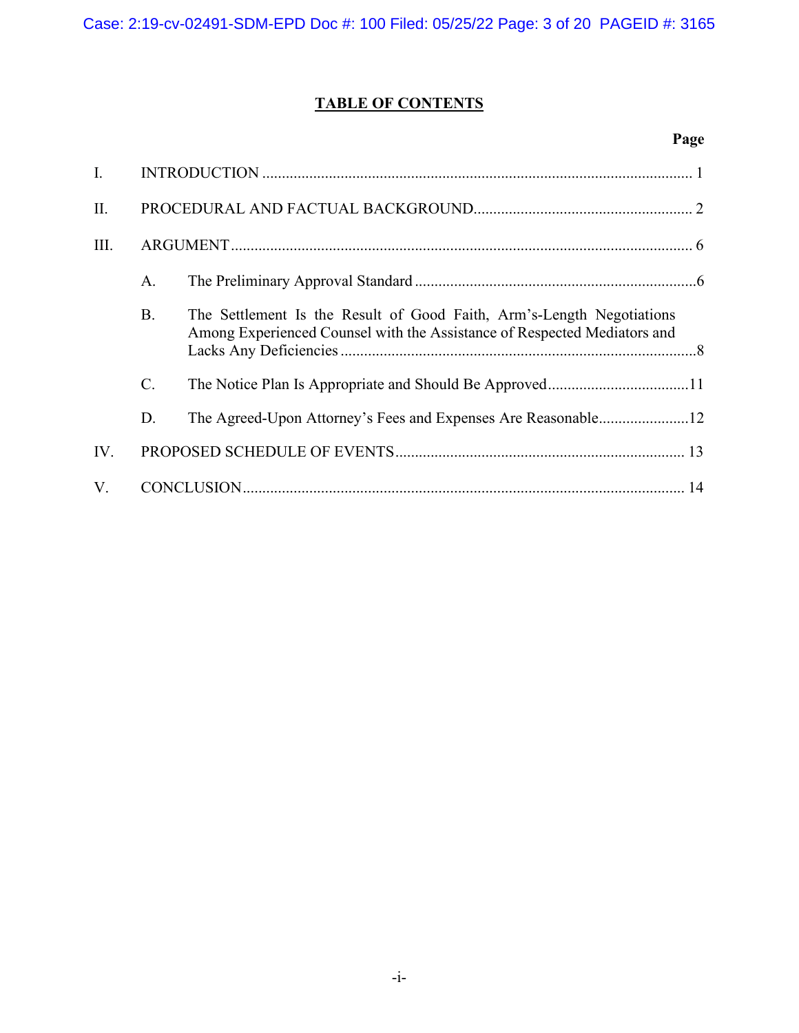## TABLE OF CONTENTS

| | | Page |
|---|---|---|
| I. | INTRODUCTION | 1 |
| II. | PROCEDURAL AND FACTUAL BACKGROUND | 2 |
| III. | ARGUMENT | 6 |
| | A. The Preliminary Approval Standard | 6 |
| | B. The Settlement Is the Result of Good Faith, Arm's-Length Negotiations Among Experienced Counsel with the Assistance of Respected Mediators and Lacks Any Deficiencies | 8 |
| | C. The Notice Plan Is Appropriate and Should Be Approved | 11 |
| | D. The Agreed-Upon Attorney's Fees and Expenses Are Reasonable | 12 |
| IV. | PROPOSED SCHEDULE OF EVENTS | 13 |
| V. | CONCLUSION | 14 |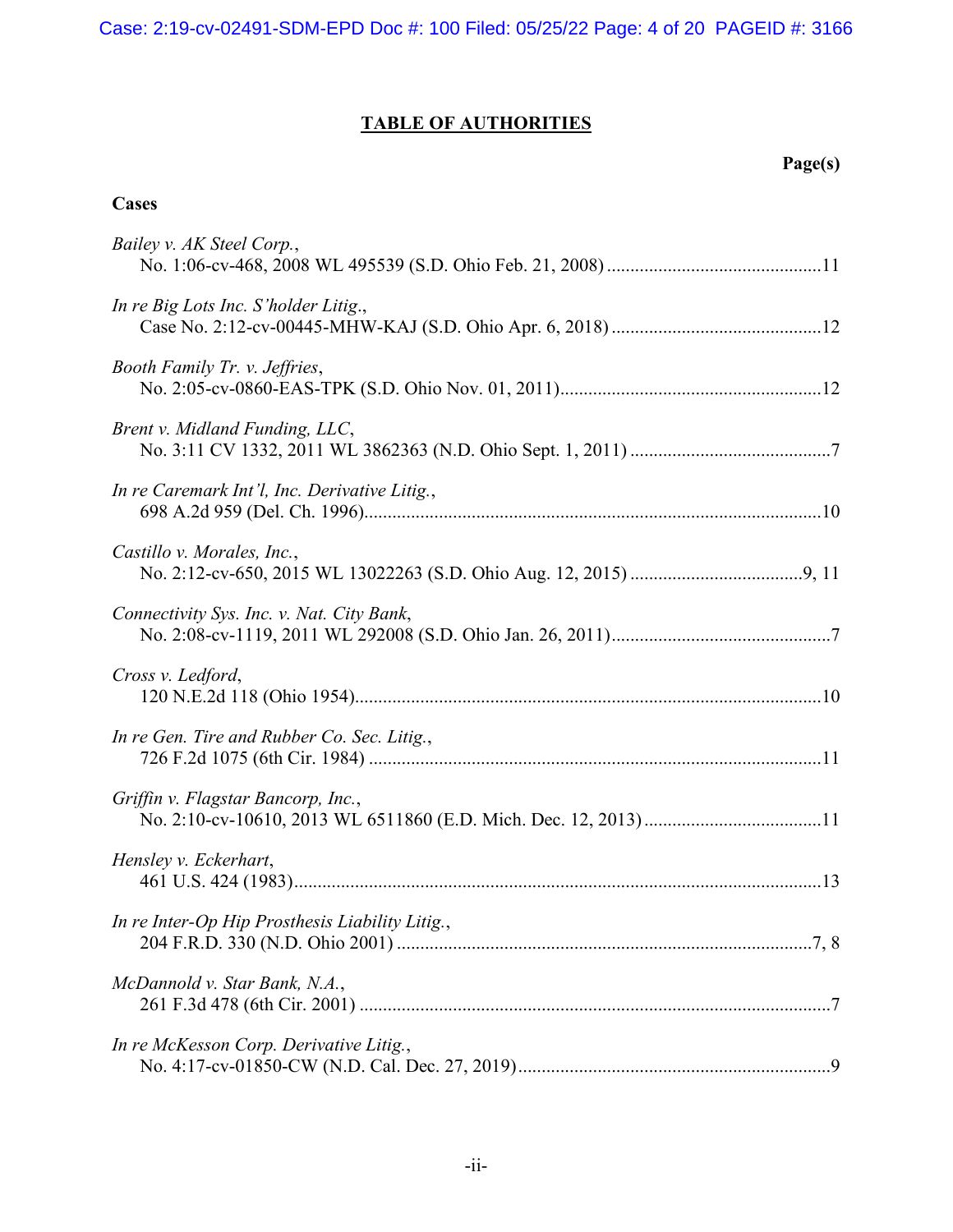## TABLE OF AUTHORITIES

**Page(s)**

### Cases

*Bailey v. AK Steel Corp.*,
No. 1:06-cv-468, 2008 WL 495539 (S.D. Ohio Feb. 21, 2008) ............................................. 11

*In re Big Lots Inc. S'holder Litig.*,
Case No. 2:12-cv-00445-MHW-KAJ (S.D. Ohio Apr. 6, 2018) ............................................. 12

*Booth Family Tr. v. Jeffries*,
No. 2:05-cv-0860-EAS-TPK (S.D. Ohio Nov. 01, 2011) ....................................................... 12

*Brent v. Midland Funding, LLC*,
No. 3:11 CV 1332, 2011 WL 3862363 (N.D. Ohio Sept. 1, 2011) ........................................... 7

*In re Caremark Int'l, Inc. Derivative Litig.*,
698 A.2d 959 (Del. Ch. 1996) ................................................................................................. 10

*Castillo v. Morales, Inc.*,
No. 2:12-cv-650, 2015 WL 13022263 (S.D. Ohio Aug. 12, 2015) ..................................... 9, 11

*Connectivity Sys. Inc. v. Nat. City Bank*,
No. 2:08-cv-1119, 2011 WL 292008 (S.D. Ohio Jan. 26, 2011) ............................................... 7

*Cross v. Ledford*,
120 N.E.2d 118 (Ohio 1954) .................................................................................................... 10

*In re Gen. Tire and Rubber Co. Sec. Litig.*,
726 F.2d 1075 (6th Cir. 1984) ................................................................................................. 11

*Griffin v. Flagstar Bancorp, Inc.*,
No. 2:10-cv-10610, 2013 WL 6511860 (E.D. Mich. Dec. 12, 2013) ...................................... 11

*Hensley v. Eckerhart*,
461 U.S. 424 (1983) ................................................................................................................ 13

*In re Inter-Op Hip Prosthesis Liability Litig.*,
204 F.R.D. 330 (N.D. Ohio 2001) ......................................................................................... 7, 8

*McDannold v. Star Bank, N.A.*,
261 F.3d 478 (6th Cir. 2001) ..................................................................................................... 7

*In re McKesson Corp. Derivative Litig.*,
No. 4:17-cv-01850-CW (N.D. Cal. Dec. 27, 2019) .................................................................. 9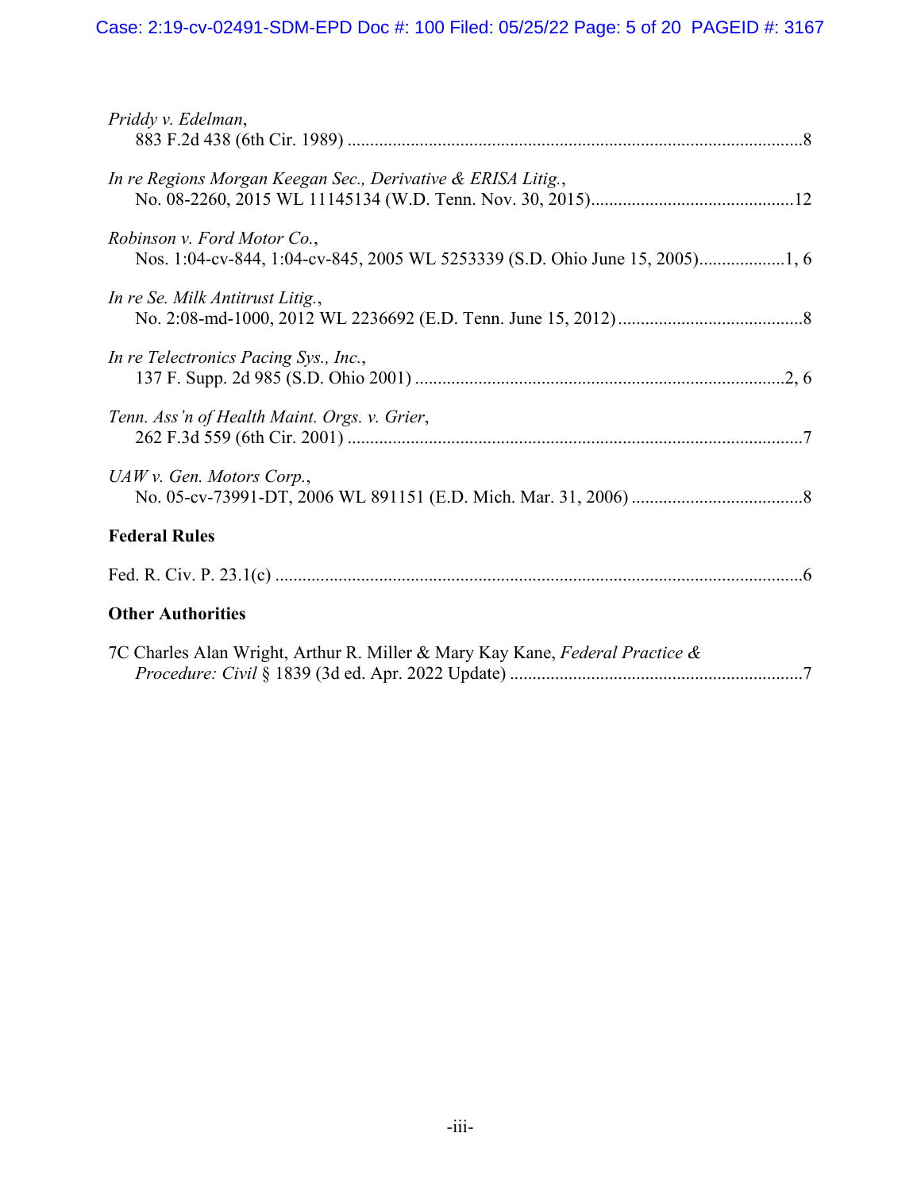*Priddy v. Edelman*,
883 F.2d 438 (6th Cir. 1989) ....................................................................................................8

*In re Regions Morgan Keegan Sec., Derivative & ERISA Litig.*,
No. 08-2260, 2015 WL 11145134 (W.D. Tenn. Nov. 30, 2015)............................................12

*Robinson v. Ford Motor Co.*,
Nos. 1:04-cv-844, 1:04-cv-845, 2005 WL 5253339 (S.D. Ohio June 15, 2005)..................1, 6

*In re Se. Milk Antitrust Litig.*,
No. 2:08-md-1000, 2012 WL 2236692 (E.D. Tenn. June 15, 2012)........................................8

*In re Telectronics Pacing Sys., Inc.*,
137 F. Supp. 2d 985 (S.D. Ohio 2001) ................................................................................2, 6

*Tenn. Ass'n of Health Maint. Orgs. v. Grier*,
262 F.3d 559 (6th Cir. 2001) ....................................................................................................7

*UAW v. Gen. Motors Corp.*,
No. 05-cv-73991-DT, 2006 WL 891151 (E.D. Mich. Mar. 31, 2006) .....................................8

**Federal Rules**

Fed. R. Civ. P. 23.1(c) ..................................................................................................................6

**Other Authorities**

7C Charles Alan Wright, Arthur R. Miller & Mary Kay Kane, *Federal Practice & Procedure: Civil* § 1839 (3d ed. Apr. 2022 Update) ................................................................7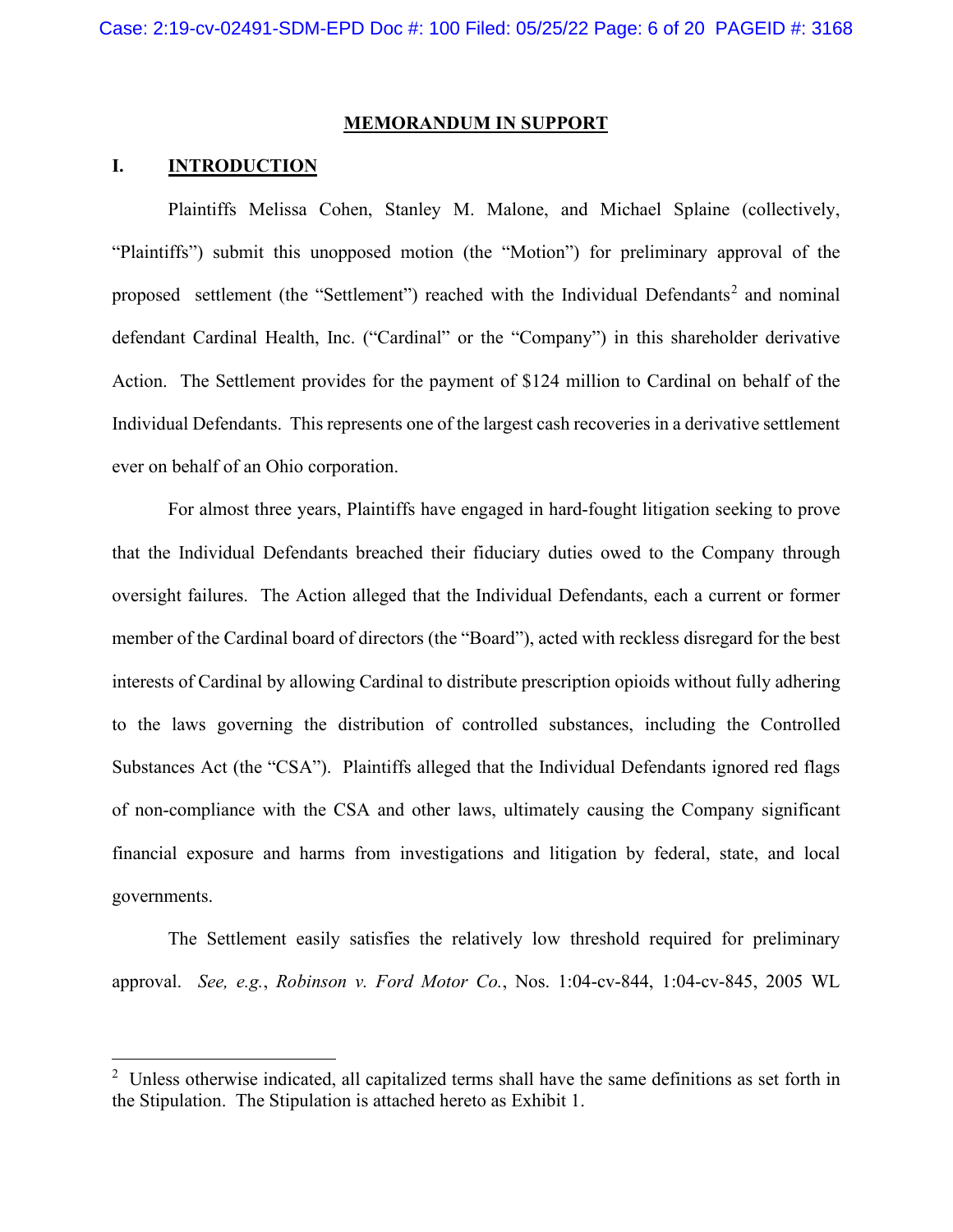## MEMORANDUM IN SUPPORT

### I. INTRODUCTION

Plaintiffs Melissa Cohen, Stanley M. Malone, and Michael Splaine (collectively, "Plaintiffs") submit this unopposed motion (the "Motion") for preliminary approval of the proposed settlement (the "Settlement") reached with the Individual Defendants[2] and nominal defendant Cardinal Health, Inc. ("Cardinal" or the "Company") in this shareholder derivative Action. The Settlement provides for the payment of $124 million to Cardinal on behalf of the Individual Defendants. This represents one of the largest cash recoveries in a derivative settlement ever on behalf of an Ohio corporation.

For almost three years, Plaintiffs have engaged in hard-fought litigation seeking to prove that the Individual Defendants breached their fiduciary duties owed to the Company through oversight failures. The Action alleged that the Individual Defendants, each a current or former member of the Cardinal board of directors (the "Board"), acted with reckless disregard for the best interests of Cardinal by allowing Cardinal to distribute prescription opioids without fully adhering to the laws governing the distribution of controlled substances, including the Controlled Substances Act (the "CSA"). Plaintiffs alleged that the Individual Defendants ignored red flags of non-compliance with the CSA and other laws, ultimately causing the Company significant financial exposure and harms from investigations and litigation by federal, state, and local governments.

The Settlement easily satisfies the relatively low threshold required for preliminary approval. *See, e.g.*, *Robinson v. Ford Motor Co.*, Nos. 1:04-cv-844, 1:04-cv-845, 2005 WL

---

[2] Unless otherwise indicated, all capitalized terms shall have the same definitions as set forth in the Stipulation. The Stipulation is attached hereto as Exhibit 1.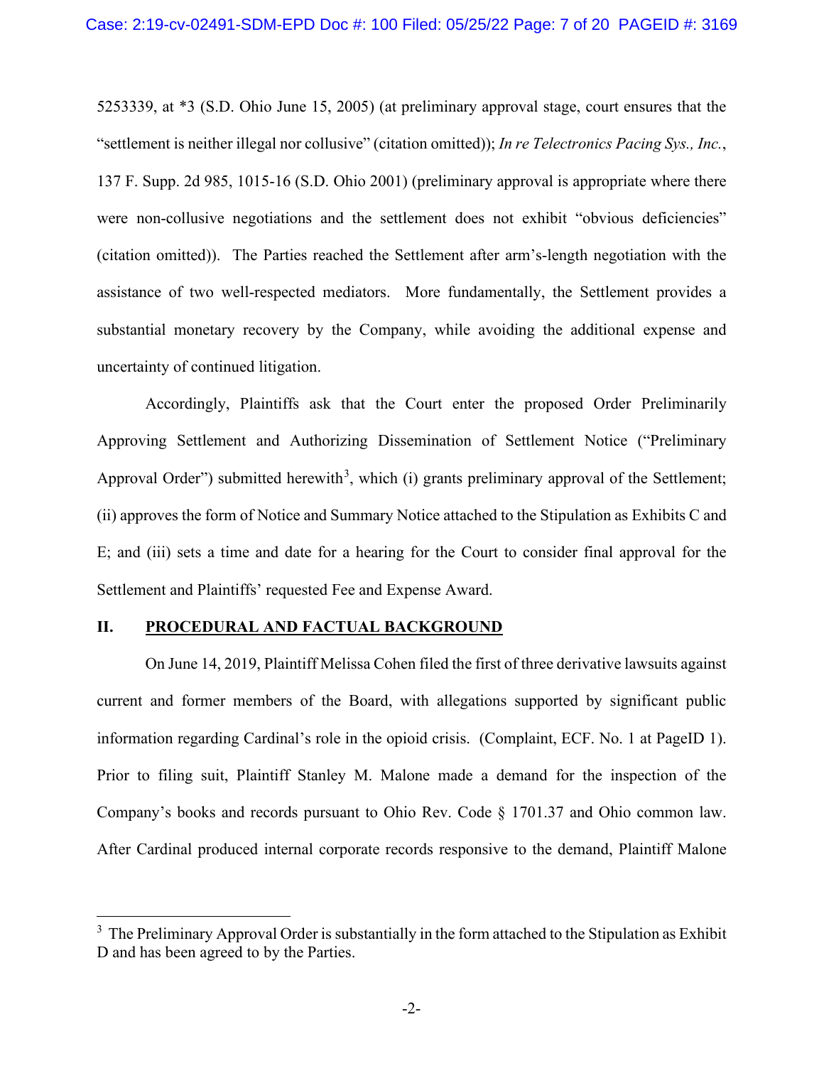5253339, at *3 (S.D. Ohio June 15, 2005) (at preliminary approval stage, court ensures that the "settlement is neither illegal nor collusive" (citation omitted)); *In re Telectronics Pacing Sys., Inc.*, 137 F. Supp. 2d 985, 1015-16 (S.D. Ohio 2001) (preliminary approval is appropriate where there were non-collusive negotiations and the settlement does not exhibit "obvious deficiencies" (citation omitted)). The Parties reached the Settlement after arm's-length negotiation with the assistance of two well-respected mediators. More fundamentally, the Settlement provides a substantial monetary recovery by the Company, while avoiding the additional expense and uncertainty of continued litigation.

Accordingly, Plaintiffs ask that the Court enter the proposed Order Preliminarily Approving Settlement and Authorizing Dissemination of Settlement Notice ("Preliminary Approval Order") submitted herewith[3], which (i) grants preliminary approval of the Settlement; (ii) approves the form of Notice and Summary Notice attached to the Stipulation as Exhibits C and E; and (iii) sets a time and date for a hearing for the Court to consider final approval for the Settlement and Plaintiffs' requested Fee and Expense Award.

## II. PROCEDURAL AND FACTUAL BACKGROUND

On June 14, 2019, Plaintiff Melissa Cohen filed the first of three derivative lawsuits against current and former members of the Board, with allegations supported by significant public information regarding Cardinal's role in the opioid crisis. (Complaint, ECF. No. 1 at PageID 1). Prior to filing suit, Plaintiff Stanley M. Malone made a demand for the inspection of the Company's books and records pursuant to Ohio Rev. Code § 1701.37 and Ohio common law. After Cardinal produced internal corporate records responsive to the demand, Plaintiff Malone

---

[3] The Preliminary Approval Order is substantially in the form attached to the Stipulation as Exhibit D and has been agreed to by the Parties.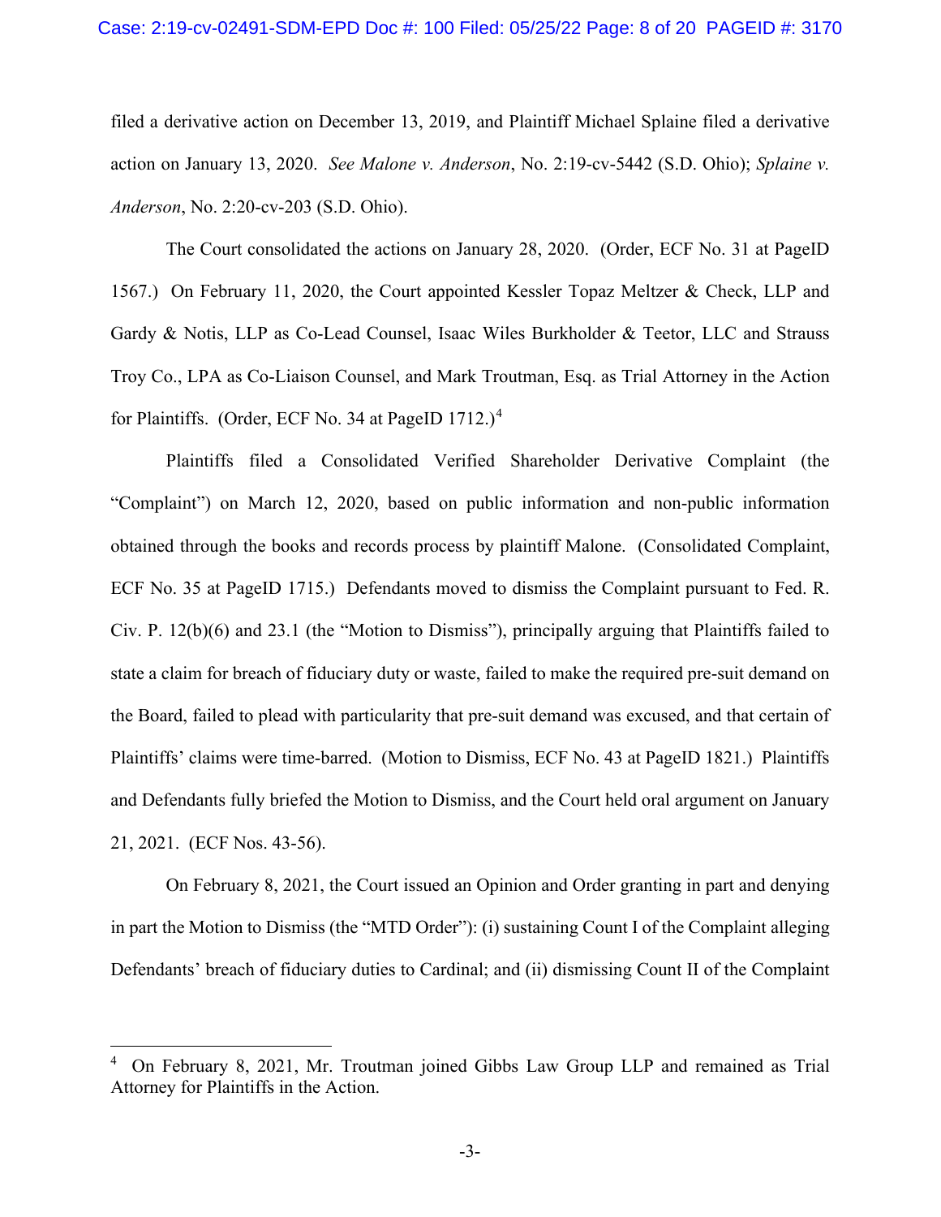filed a derivative action on December 13, 2019, and Plaintiff Michael Splaine filed a derivative action on January 13, 2020. *See Malone v. Anderson*, No. 2:19-cv-5442 (S.D. Ohio); *Splaine v. Anderson*, No. 2:20-cv-203 (S.D. Ohio).

The Court consolidated the actions on January 28, 2020. (Order, ECF No. 31 at PageID 1567.) On February 11, 2020, the Court appointed Kessler Topaz Meltzer & Check, LLP and Gardy & Notis, LLP as Co-Lead Counsel, Isaac Wiles Burkholder & Teetor, LLC and Strauss Troy Co., LPA as Co-Liaison Counsel, and Mark Troutman, Esq. as Trial Attorney in the Action for Plaintiffs. (Order, ECF No. 34 at PageID 1712.)[4]

Plaintiffs filed a Consolidated Verified Shareholder Derivative Complaint (the "Complaint") on March 12, 2020, based on public information and non-public information obtained through the books and records process by plaintiff Malone. (Consolidated Complaint, ECF No. 35 at PageID 1715.) Defendants moved to dismiss the Complaint pursuant to Fed. R. Civ. P. 12(b)(6) and 23.1 (the "Motion to Dismiss"), principally arguing that Plaintiffs failed to state a claim for breach of fiduciary duty or waste, failed to make the required pre-suit demand on the Board, failed to plead with particularity that pre-suit demand was excused, and that certain of Plaintiffs' claims were time-barred. (Motion to Dismiss, ECF No. 43 at PageID 1821.) Plaintiffs and Defendants fully briefed the Motion to Dismiss, and the Court held oral argument on January 21, 2021. (ECF Nos. 43-56).

On February 8, 2021, the Court issued an Opinion and Order granting in part and denying in part the Motion to Dismiss (the "MTD Order"): (i) sustaining Count I of the Complaint alleging Defendants' breach of fiduciary duties to Cardinal; and (ii) dismissing Count II of the Complaint

---

[4] On February 8, 2021, Mr. Troutman joined Gibbs Law Group LLP and remained as Trial Attorney for Plaintiffs in the Action.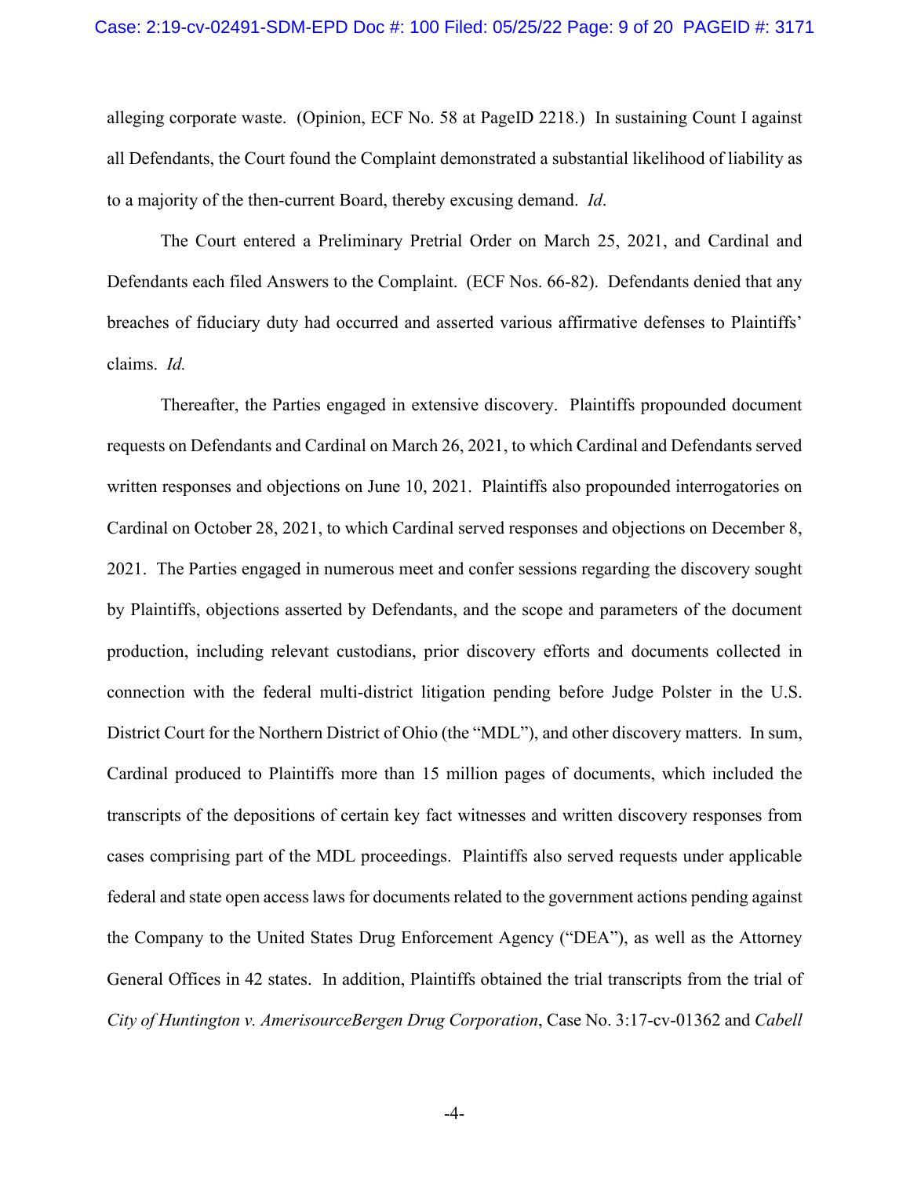alleging corporate waste. (Opinion, ECF No. 58 at PageID 2218.) In sustaining Count I against all Defendants, the Court found the Complaint demonstrated a substantial likelihood of liability as to a majority of the then-current Board, thereby excusing demand. *Id*.

The Court entered a Preliminary Pretrial Order on March 25, 2021, and Cardinal and Defendants each filed Answers to the Complaint. (ECF Nos. 66-82). Defendants denied that any breaches of fiduciary duty had occurred and asserted various affirmative defenses to Plaintiffs' claims. *Id.*

Thereafter, the Parties engaged in extensive discovery. Plaintiffs propounded document requests on Defendants and Cardinal on March 26, 2021, to which Cardinal and Defendants served written responses and objections on June 10, 2021. Plaintiffs also propounded interrogatories on Cardinal on October 28, 2021, to which Cardinal served responses and objections on December 8, 2021. The Parties engaged in numerous meet and confer sessions regarding the discovery sought by Plaintiffs, objections asserted by Defendants, and the scope and parameters of the document production, including relevant custodians, prior discovery efforts and documents collected in connection with the federal multi-district litigation pending before Judge Polster in the U.S. District Court for the Northern District of Ohio (the "MDL"), and other discovery matters. In sum, Cardinal produced to Plaintiffs more than 15 million pages of documents, which included the transcripts of the depositions of certain key fact witnesses and written discovery responses from cases comprising part of the MDL proceedings. Plaintiffs also served requests under applicable federal and state open access laws for documents related to the government actions pending against the Company to the United States Drug Enforcement Agency ("DEA"), as well as the Attorney General Offices in 42 states. In addition, Plaintiffs obtained the trial transcripts from the trial of *City of Huntington v. AmerisourceBergen Drug Corporation*, Case No. 3:17-cv-01362 and *Cabell*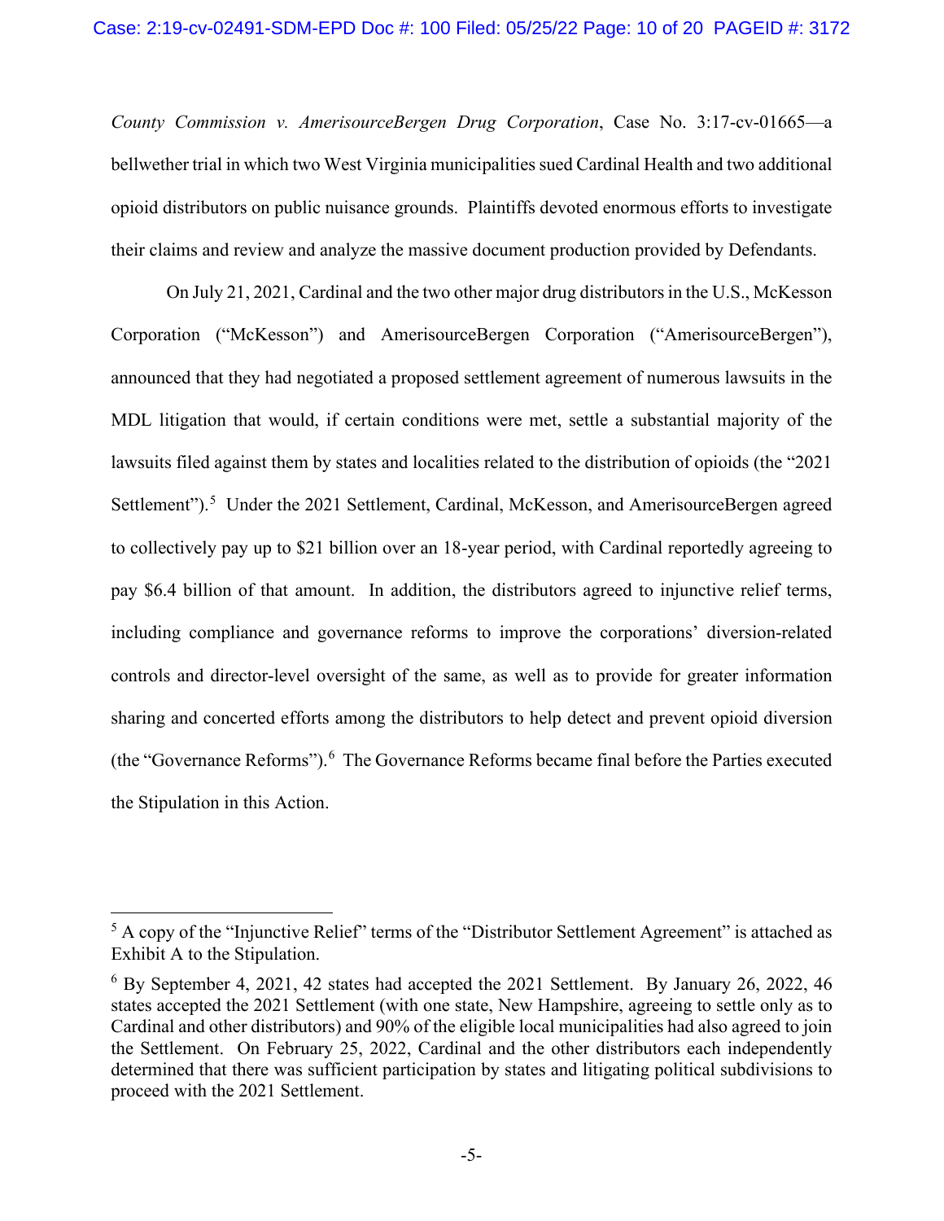*County Commission v. AmerisourceBergen Drug Corporation*, Case No. 3:17-cv-01665—a bellwether trial in which two West Virginia municipalities sued Cardinal Health and two additional opioid distributors on public nuisance grounds. Plaintiffs devoted enormous efforts to investigate their claims and review and analyze the massive document production provided by Defendants.

On July 21, 2021, Cardinal and the two other major drug distributors in the U.S., McKesson Corporation ("McKesson") and AmerisourceBergen Corporation ("AmerisourceBergen"), announced that they had negotiated a proposed settlement agreement of numerous lawsuits in the MDL litigation that would, if certain conditions were met, settle a substantial majority of the lawsuits filed against them by states and localities related to the distribution of opioids (the "2021 Settlement").[5] Under the 2021 Settlement, Cardinal, McKesson, and AmerisourceBergen agreed to collectively pay up to $21 billion over an 18-year period, with Cardinal reportedly agreeing to pay $6.4 billion of that amount. In addition, the distributors agreed to injunctive relief terms, including compliance and governance reforms to improve the corporations' diversion-related controls and director-level oversight of the same, as well as to provide for greater information sharing and concerted efforts among the distributors to help detect and prevent opioid diversion (the "Governance Reforms").[6] The Governance Reforms became final before the Parties executed the Stipulation in this Action.

---

[5] A copy of the "Injunctive Relief" terms of the "Distributor Settlement Agreement" is attached as Exhibit A to the Stipulation.

[6] By September 4, 2021, 42 states had accepted the 2021 Settlement. By January 26, 2022, 46 states accepted the 2021 Settlement (with one state, New Hampshire, agreeing to settle only as to Cardinal and other distributors) and 90% of the eligible local municipalities had also agreed to join the Settlement. On February 25, 2022, Cardinal and the other distributors each independently determined that there was sufficient participation by states and litigating political subdivisions to proceed with the 2021 Settlement.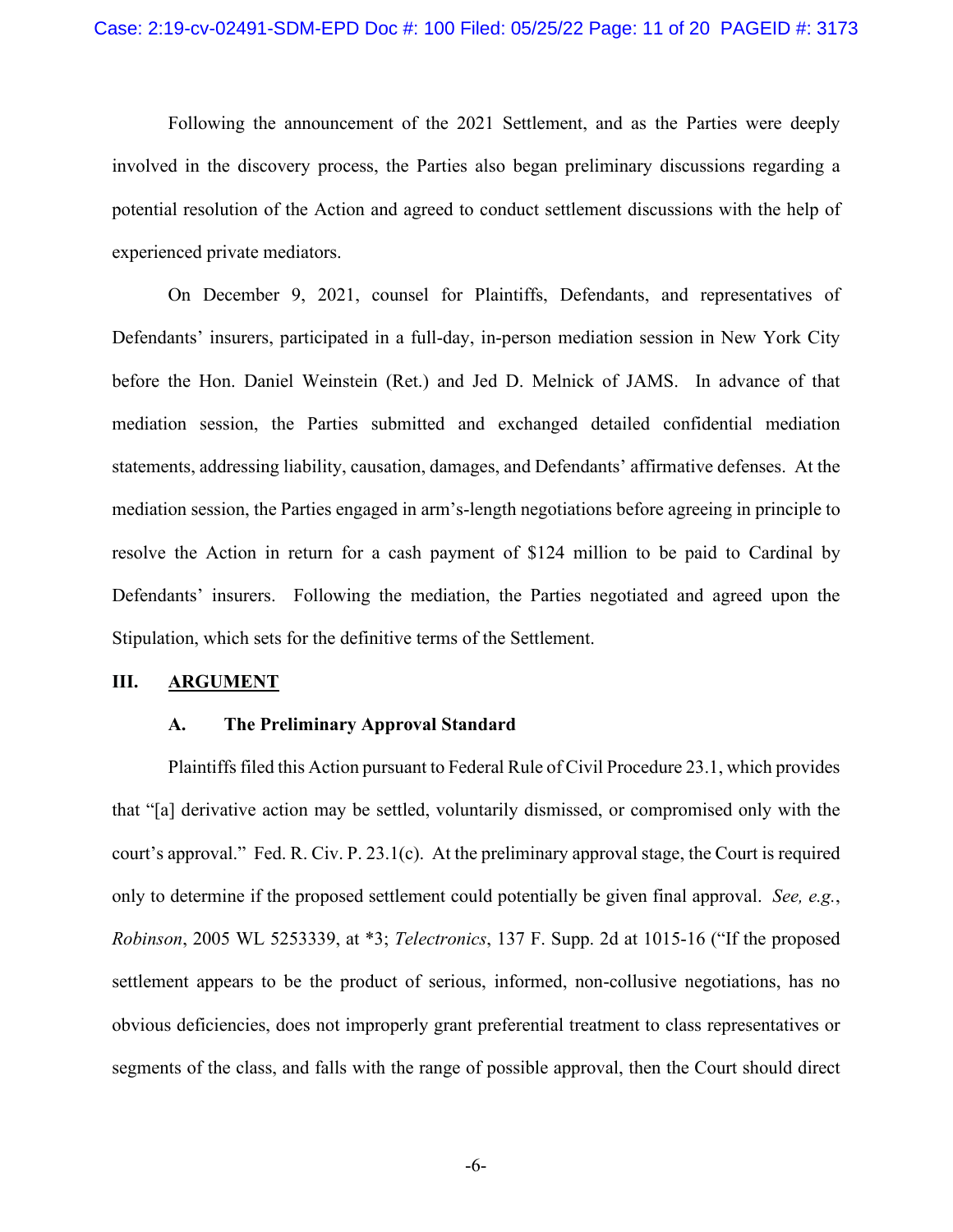Following the announcement of the 2021 Settlement, and as the Parties were deeply involved in the discovery process, the Parties also began preliminary discussions regarding a potential resolution of the Action and agreed to conduct settlement discussions with the help of experienced private mediators.

On December 9, 2021, counsel for Plaintiffs, Defendants, and representatives of Defendants' insurers, participated in a full-day, in-person mediation session in New York City before the Hon. Daniel Weinstein (Ret.) and Jed D. Melnick of JAMS. In advance of that mediation session, the Parties submitted and exchanged detailed confidential mediation statements, addressing liability, causation, damages, and Defendants' affirmative defenses. At the mediation session, the Parties engaged in arm's-length negotiations before agreeing in principle to resolve the Action in return for a cash payment of $124 million to be paid to Cardinal by Defendants' insurers. Following the mediation, the Parties negotiated and agreed upon the Stipulation, which sets for the definitive terms of the Settlement.

## III. ARGUMENT

### A. The Preliminary Approval Standard

Plaintiffs filed this Action pursuant to Federal Rule of Civil Procedure 23.1, which provides that "[a] derivative action may be settled, voluntarily dismissed, or compromised only with the court's approval." Fed. R. Civ. P. 23.1(c). At the preliminary approval stage, the Court is required only to determine if the proposed settlement could potentially be given final approval. *See, e.g.*, *Robinson*, 2005 WL 5253339, at *3; *Telectronics*, 137 F. Supp. 2d at 1015-16 ("If the proposed settlement appears to be the product of serious, informed, non-collusive negotiations, has no obvious deficiencies, does not improperly grant preferential treatment to class representatives or segments of the class, and falls with the range of possible approval, then the Court should direct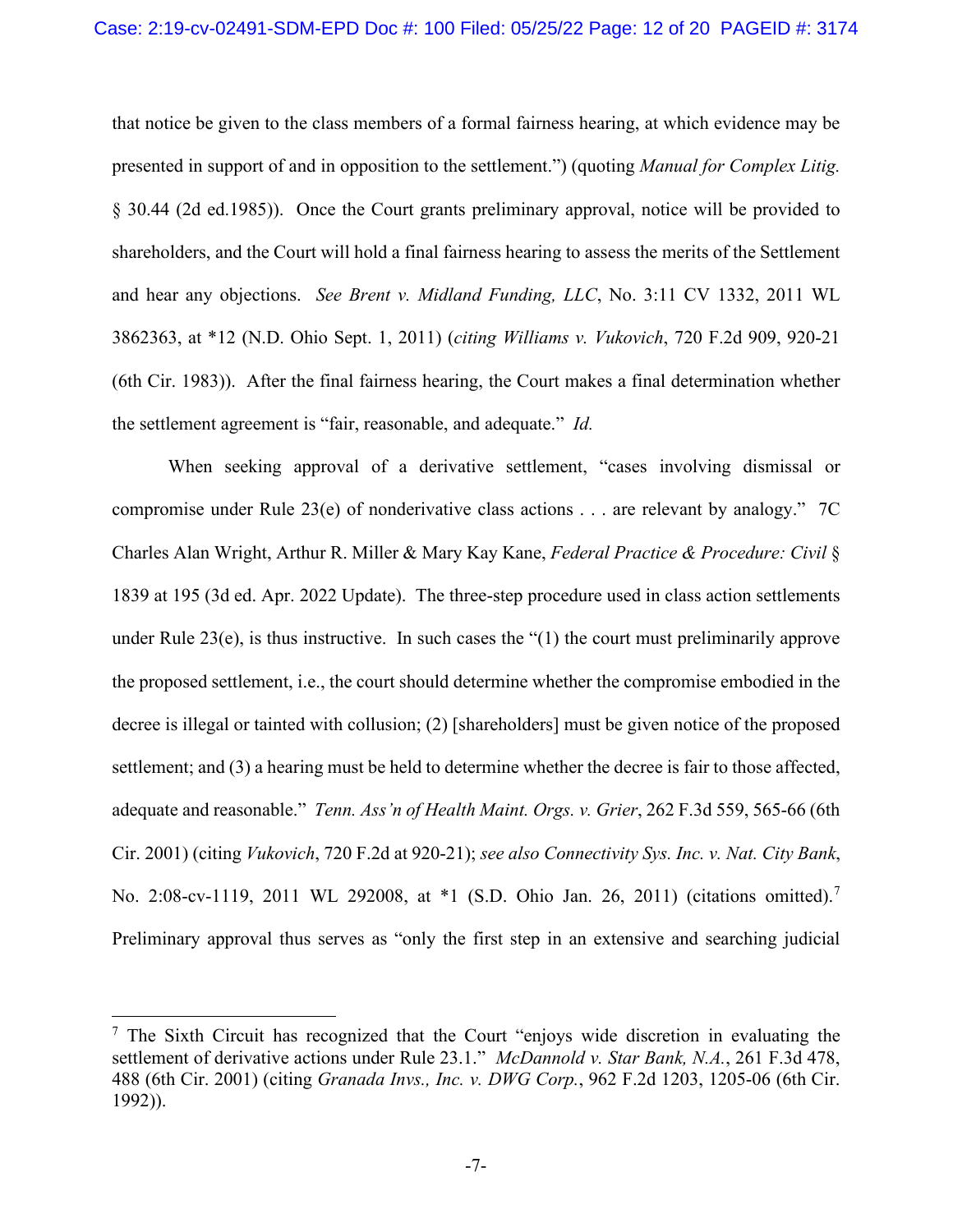that notice be given to the class members of a formal fairness hearing, at which evidence may be presented in support of and in opposition to the settlement.") (quoting *Manual for Complex Litig.* § 30.44 (2d ed.1985)). Once the Court grants preliminary approval, notice will be provided to shareholders, and the Court will hold a final fairness hearing to assess the merits of the Settlement and hear any objections. *See Brent v. Midland Funding, LLC*, No. 3:11 CV 1332, 2011 WL 3862363, at *12 (N.D. Ohio Sept. 1, 2011) (*citing Williams v. Vukovich*, 720 F.2d 909, 920-21 (6th Cir. 1983)). After the final fairness hearing, the Court makes a final determination whether the settlement agreement is "fair, reasonable, and adequate." *Id.*

When seeking approval of a derivative settlement, "cases involving dismissal or compromise under Rule 23(e) of nonderivative class actions . . . are relevant by analogy." 7C Charles Alan Wright, Arthur R. Miller & Mary Kay Kane, *Federal Practice & Procedure: Civil* § 1839 at 195 (3d ed. Apr. 2022 Update). The three-step procedure used in class action settlements under Rule 23(e), is thus instructive. In such cases the "(1) the court must preliminarily approve the proposed settlement, i.e., the court should determine whether the compromise embodied in the decree is illegal or tainted with collusion; (2) [shareholders] must be given notice of the proposed settlement; and (3) a hearing must be held to determine whether the decree is fair to those affected, adequate and reasonable." *Tenn. Ass'n of Health Maint. Orgs. v. Grier*, 262 F.3d 559, 565-66 (6th Cir. 2001) (citing *Vukovich*, 720 F.2d at 920-21); *see also Connectivity Sys. Inc. v. Nat. City Bank*, No. 2:08-cv-1119, 2011 WL 292008, at *1 (S.D. Ohio Jan. 26, 2011) (citations omitted).[7] Preliminary approval thus serves as "only the first step in an extensive and searching judicial

---

[7] The Sixth Circuit has recognized that the Court "enjoys wide discretion in evaluating the settlement of derivative actions under Rule 23.1." *McDannold v. Star Bank, N.A.*, 261 F.3d 478, 488 (6th Cir. 2001) (citing *Granada Invs., Inc. v. DWG Corp.*, 962 F.2d 1203, 1205-06 (6th Cir. 1992)).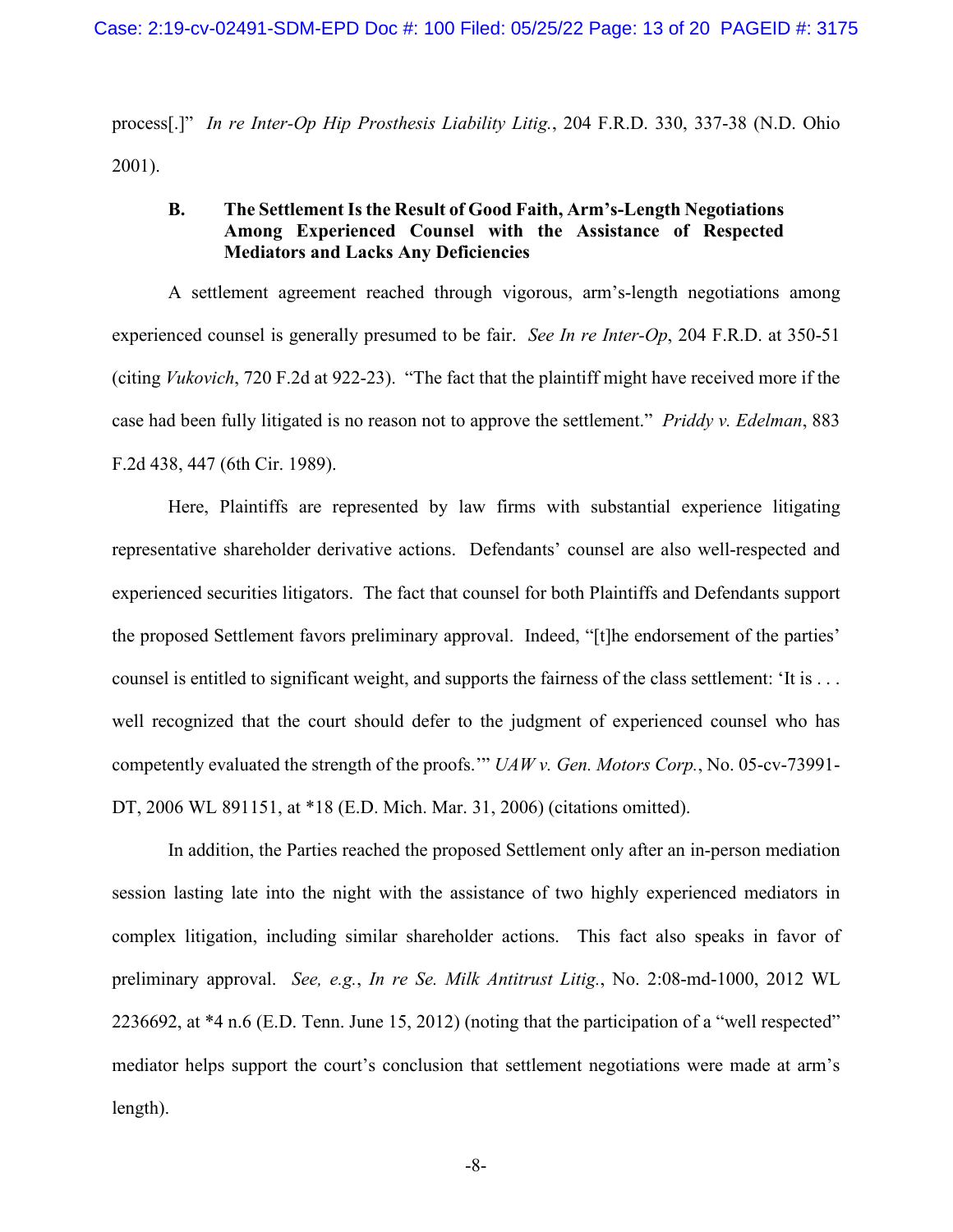process[.]" *In re Inter-Op Hip Prosthesis Liability Litig.*, 204 F.R.D. 330, 337-38 (N.D. Ohio 2001).

### B. The Settlement Is the Result of Good Faith, Arm's-Length Negotiations Among Experienced Counsel with the Assistance of Respected Mediators and Lacks Any Deficiencies

A settlement agreement reached through vigorous, arm's-length negotiations among experienced counsel is generally presumed to be fair. *See In re Inter-Op*, 204 F.R.D. at 350-51 (citing *Vukovich*, 720 F.2d at 922-23). "The fact that the plaintiff might have received more if the case had been fully litigated is no reason not to approve the settlement." *Priddy v. Edelman*, 883 F.2d 438, 447 (6th Cir. 1989).

Here, Plaintiffs are represented by law firms with substantial experience litigating representative shareholder derivative actions. Defendants' counsel are also well-respected and experienced securities litigators. The fact that counsel for both Plaintiffs and Defendants support the proposed Settlement favors preliminary approval. Indeed, "[t]he endorsement of the parties' counsel is entitled to significant weight, and supports the fairness of the class settlement: 'It is . . . well recognized that the court should defer to the judgment of experienced counsel who has competently evaluated the strength of the proofs.'" *UAW v. Gen. Motors Corp.*, No. 05-cv-73991-DT, 2006 WL 891151, at *18 (E.D. Mich. Mar. 31, 2006) (citations omitted).

In addition, the Parties reached the proposed Settlement only after an in-person mediation session lasting late into the night with the assistance of two highly experienced mediators in complex litigation, including similar shareholder actions. This fact also speaks in favor of preliminary approval. *See, e.g.*, *In re Se. Milk Antitrust Litig.*, No. 2:08-md-1000, 2012 WL 2236692, at *4 n.6 (E.D. Tenn. June 15, 2012) (noting that the participation of a "well respected" mediator helps support the court's conclusion that settlement negotiations were made at arm's length).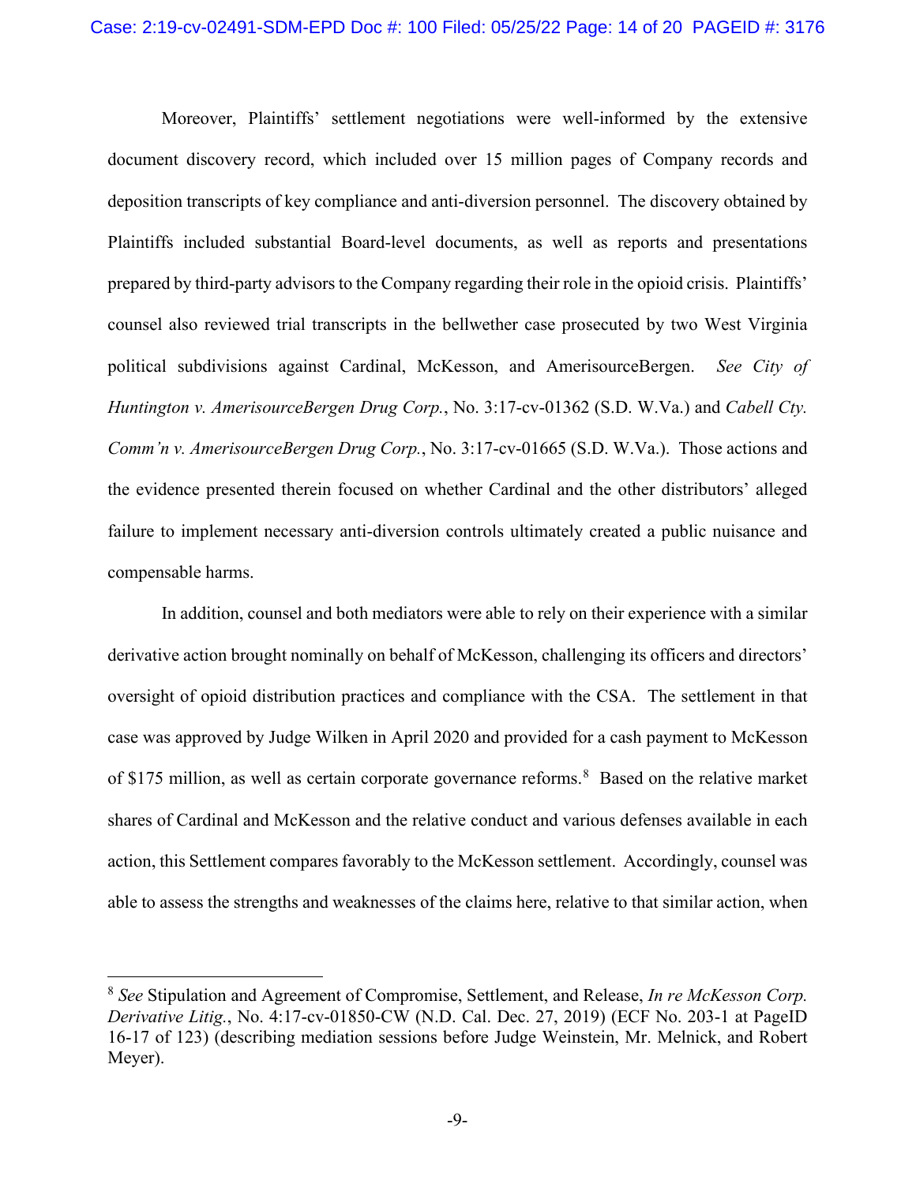Moreover, Plaintiffs' settlement negotiations were well-informed by the extensive document discovery record, which included over 15 million pages of Company records and deposition transcripts of key compliance and anti-diversion personnel. The discovery obtained by Plaintiffs included substantial Board-level documents, as well as reports and presentations prepared by third-party advisors to the Company regarding their role in the opioid crisis. Plaintiffs' counsel also reviewed trial transcripts in the bellwether case prosecuted by two West Virginia political subdivisions against Cardinal, McKesson, and AmerisourceBergen. *See City of Huntington v. AmerisourceBergen Drug Corp.*, No. 3:17-cv-01362 (S.D. W.Va.) and *Cabell Cty. Comm'n v. AmerisourceBergen Drug Corp.*, No. 3:17-cv-01665 (S.D. W.Va.). Those actions and the evidence presented therein focused on whether Cardinal and the other distributors' alleged failure to implement necessary anti-diversion controls ultimately created a public nuisance and compensable harms.

In addition, counsel and both mediators were able to rely on their experience with a similar derivative action brought nominally on behalf of McKesson, challenging its officers and directors' oversight of opioid distribution practices and compliance with the CSA. The settlement in that case was approved by Judge Wilken in April 2020 and provided for a cash payment to McKesson of $175 million, as well as certain corporate governance reforms.[8] Based on the relative market shares of Cardinal and McKesson and the relative conduct and various defenses available in each action, this Settlement compares favorably to the McKesson settlement. Accordingly, counsel was able to assess the strengths and weaknesses of the claims here, relative to that similar action, when

---

[8] *See* Stipulation and Agreement of Compromise, Settlement, and Release, *In re McKesson Corp. Derivative Litig.*, No. 4:17-cv-01850-CW (N.D. Cal. Dec. 27, 2019) (ECF No. 203-1 at PageID 16-17 of 123) (describing mediation sessions before Judge Weinstein, Mr. Melnick, and Robert Meyer).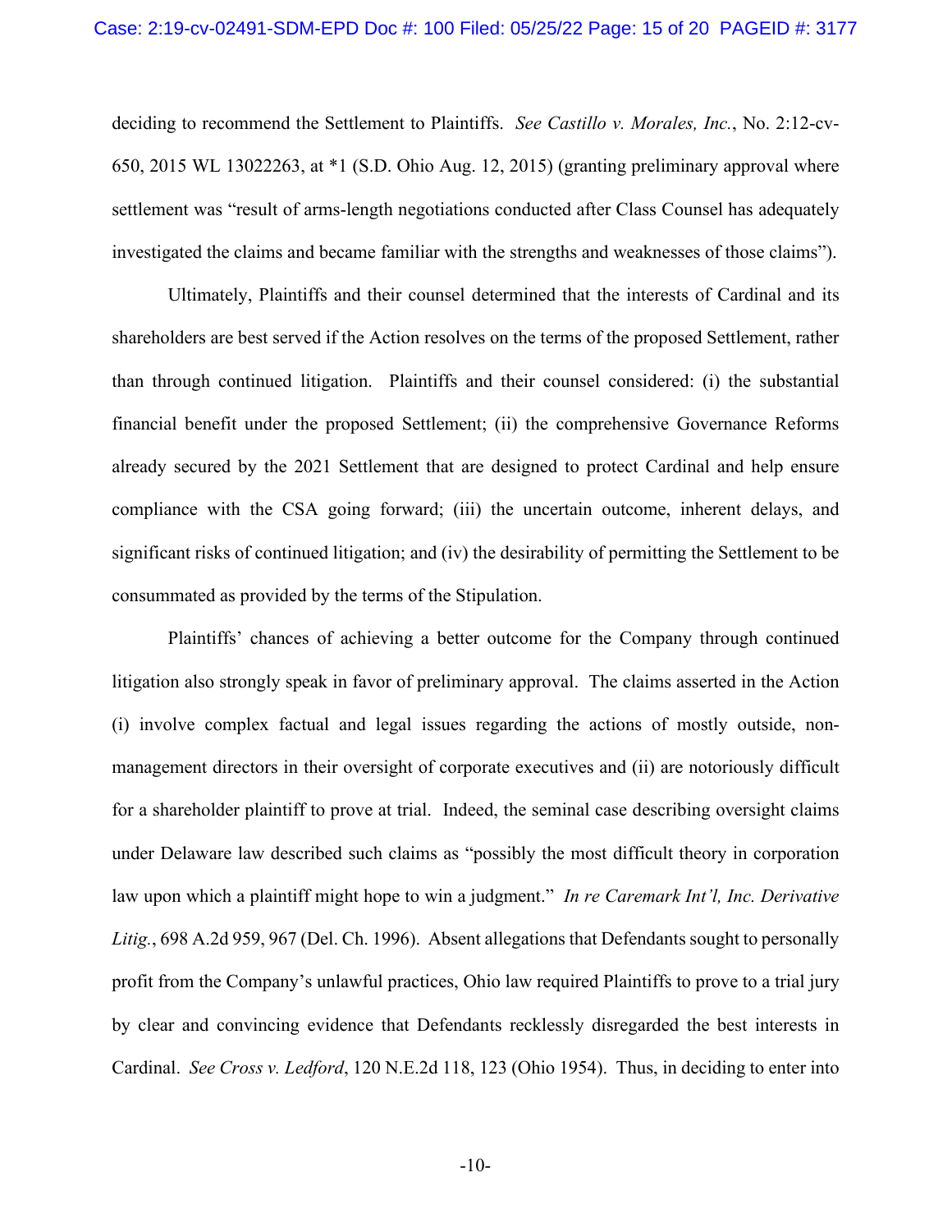deciding to recommend the Settlement to Plaintiffs. *See Castillo v. Morales, Inc.*, No. 2:12-cv-650, 2015 WL 13022263, at *1 (S.D. Ohio Aug. 12, 2015) (granting preliminary approval where settlement was "result of arms-length negotiations conducted after Class Counsel has adequately investigated the claims and became familiar with the strengths and weaknesses of those claims").

Ultimately, Plaintiffs and their counsel determined that the interests of Cardinal and its shareholders are best served if the Action resolves on the terms of the proposed Settlement, rather than through continued litigation. Plaintiffs and their counsel considered: (i) the substantial financial benefit under the proposed Settlement; (ii) the comprehensive Governance Reforms already secured by the 2021 Settlement that are designed to protect Cardinal and help ensure compliance with the CSA going forward; (iii) the uncertain outcome, inherent delays, and significant risks of continued litigation; and (iv) the desirability of permitting the Settlement to be consummated as provided by the terms of the Stipulation.

Plaintiffs' chances of achieving a better outcome for the Company through continued litigation also strongly speak in favor of preliminary approval. The claims asserted in the Action (i) involve complex factual and legal issues regarding the actions of mostly outside, non-management directors in their oversight of corporate executives and (ii) are notoriously difficult for a shareholder plaintiff to prove at trial. Indeed, the seminal case describing oversight claims under Delaware law described such claims as "possibly the most difficult theory in corporation law upon which a plaintiff might hope to win a judgment." *In re Caremark Int'l, Inc. Derivative Litig.*, 698 A.2d 959, 967 (Del. Ch. 1996). Absent allegations that Defendants sought to personally profit from the Company's unlawful practices, Ohio law required Plaintiffs to prove to a trial jury by clear and convincing evidence that Defendants recklessly disregarded the best interests in Cardinal. *See Cross v. Ledford*, 120 N.E.2d 118, 123 (Ohio 1954). Thus, in deciding to enter into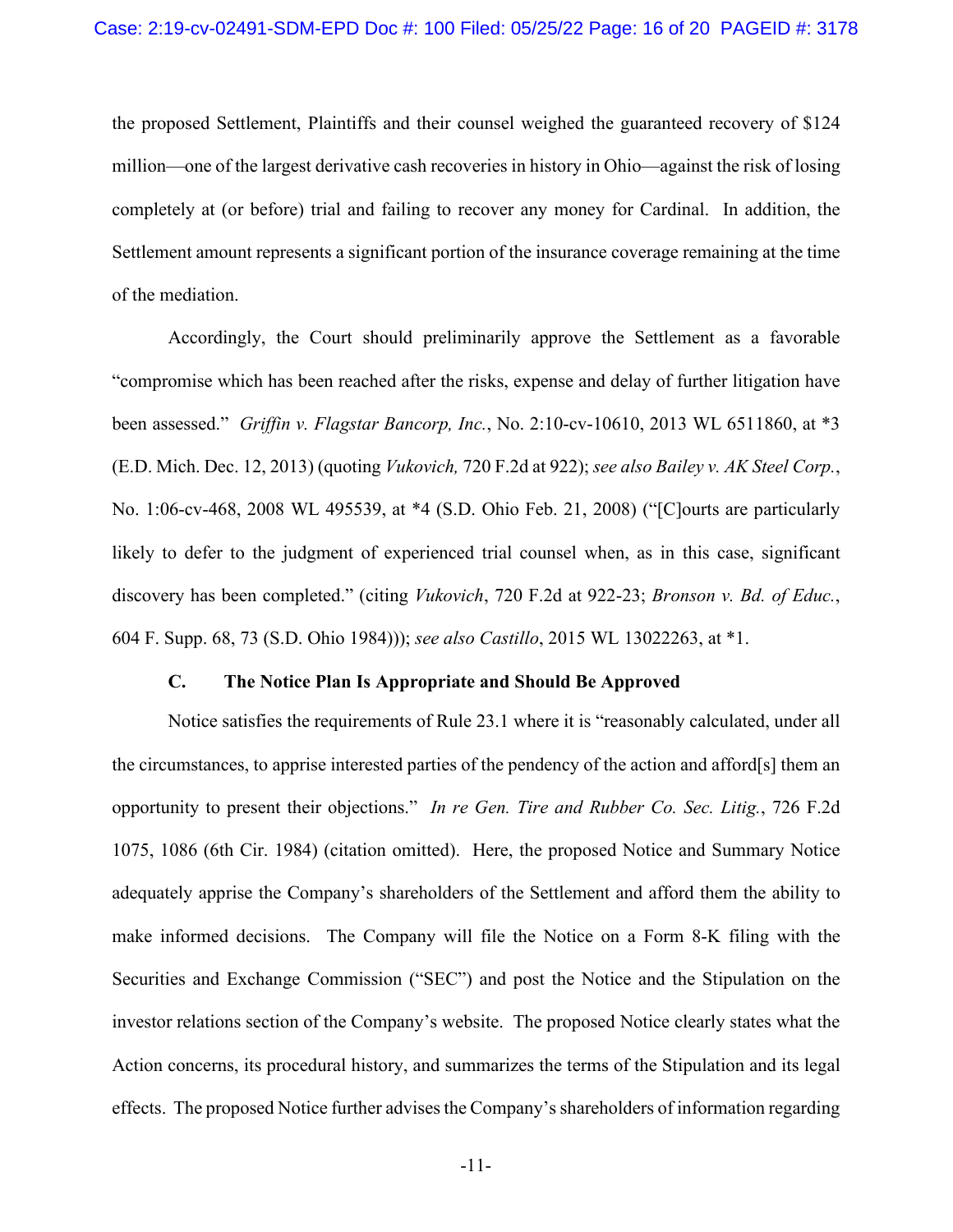the proposed Settlement, Plaintiffs and their counsel weighed the guaranteed recovery of $124 million—one of the largest derivative cash recoveries in history in Ohio—against the risk of losing completely at (or before) trial and failing to recover any money for Cardinal. In addition, the Settlement amount represents a significant portion of the insurance coverage remaining at the time of the mediation.

Accordingly, the Court should preliminarily approve the Settlement as a favorable "compromise which has been reached after the risks, expense and delay of further litigation have been assessed." *Griffin v. Flagstar Bancorp, Inc.*, No. 2:10-cv-10610, 2013 WL 6511860, at *3 (E.D. Mich. Dec. 12, 2013) (quoting *Vukovich,* 720 F.2d at 922); *see also Bailey v. AK Steel Corp.*, No. 1:06-cv-468, 2008 WL 495539, at *4 (S.D. Ohio Feb. 21, 2008) ("[C]ourts are particularly likely to defer to the judgment of experienced trial counsel when, as in this case, significant discovery has been completed." (citing *Vukovich*, 720 F.2d at 922-23; *Bronson v. Bd. of Educ.*, 604 F. Supp. 68, 73 (S.D. Ohio 1984))); *see also Castillo*, 2015 WL 13022263, at *1.

### C. The Notice Plan Is Appropriate and Should Be Approved

Notice satisfies the requirements of Rule 23.1 where it is "reasonably calculated, under all the circumstances, to apprise interested parties of the pendency of the action and afford[s] them an opportunity to present their objections." *In re Gen. Tire and Rubber Co. Sec. Litig.*, 726 F.2d 1075, 1086 (6th Cir. 1984) (citation omitted). Here, the proposed Notice and Summary Notice adequately apprise the Company's shareholders of the Settlement and afford them the ability to make informed decisions. The Company will file the Notice on a Form 8-K filing with the Securities and Exchange Commission ("SEC") and post the Notice and the Stipulation on the investor relations section of the Company's website. The proposed Notice clearly states what the Action concerns, its procedural history, and summarizes the terms of the Stipulation and its legal effects. The proposed Notice further advises the Company's shareholders of information regarding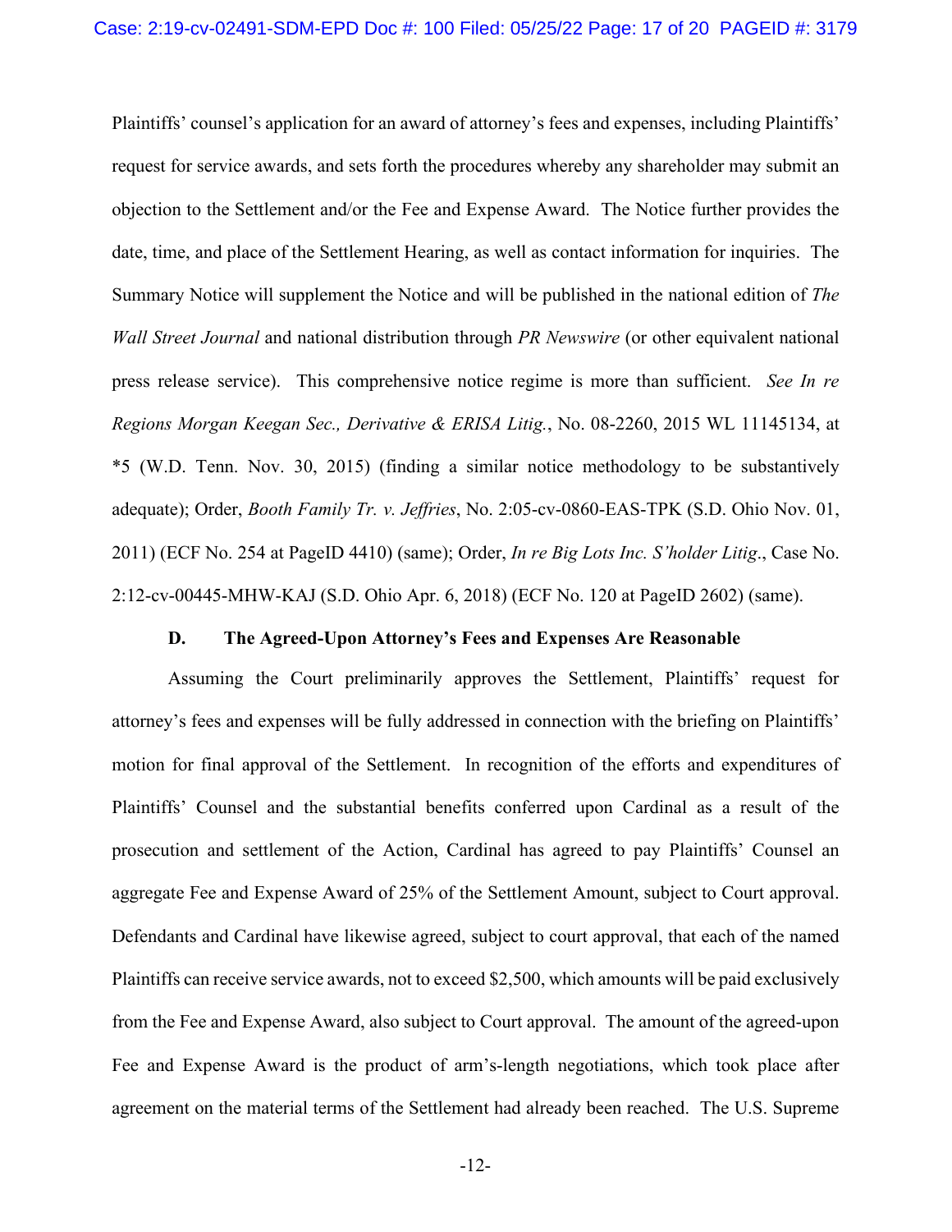Plaintiffs' counsel's application for an award of attorney's fees and expenses, including Plaintiffs' request for service awards, and sets forth the procedures whereby any shareholder may submit an objection to the Settlement and/or the Fee and Expense Award. The Notice further provides the date, time, and place of the Settlement Hearing, as well as contact information for inquiries. The Summary Notice will supplement the Notice and will be published in the national edition of *The Wall Street Journal* and national distribution through *PR Newswire* (or other equivalent national press release service). This comprehensive notice regime is more than sufficient. *See In re Regions Morgan Keegan Sec., Derivative & ERISA Litig.*, No. 08-2260, 2015 WL 11145134, at *5 (W.D. Tenn. Nov. 30, 2015) (finding a similar notice methodology to be substantively adequate); Order, *Booth Family Tr. v. Jeffries*, No. 2:05-cv-0860-EAS-TPK (S.D. Ohio Nov. 01, 2011) (ECF No. 254 at PageID 4410) (same); Order, *In re Big Lots Inc. S'holder Litig*., Case No. 2:12-cv-00445-MHW-KAJ (S.D. Ohio Apr. 6, 2018) (ECF No. 120 at PageID 2602) (same).

### D. The Agreed-Upon Attorney's Fees and Expenses Are Reasonable

Assuming the Court preliminarily approves the Settlement, Plaintiffs' request for attorney's fees and expenses will be fully addressed in connection with the briefing on Plaintiffs' motion for final approval of the Settlement. In recognition of the efforts and expenditures of Plaintiffs' Counsel and the substantial benefits conferred upon Cardinal as a result of the prosecution and settlement of the Action, Cardinal has agreed to pay Plaintiffs' Counsel an aggregate Fee and Expense Award of 25% of the Settlement Amount, subject to Court approval. Defendants and Cardinal have likewise agreed, subject to court approval, that each of the named Plaintiffs can receive service awards, not to exceed $2,500, which amounts will be paid exclusively from the Fee and Expense Award, also subject to Court approval. The amount of the agreed-upon Fee and Expense Award is the product of arm's-length negotiations, which took place after agreement on the material terms of the Settlement had already been reached. The U.S. Supreme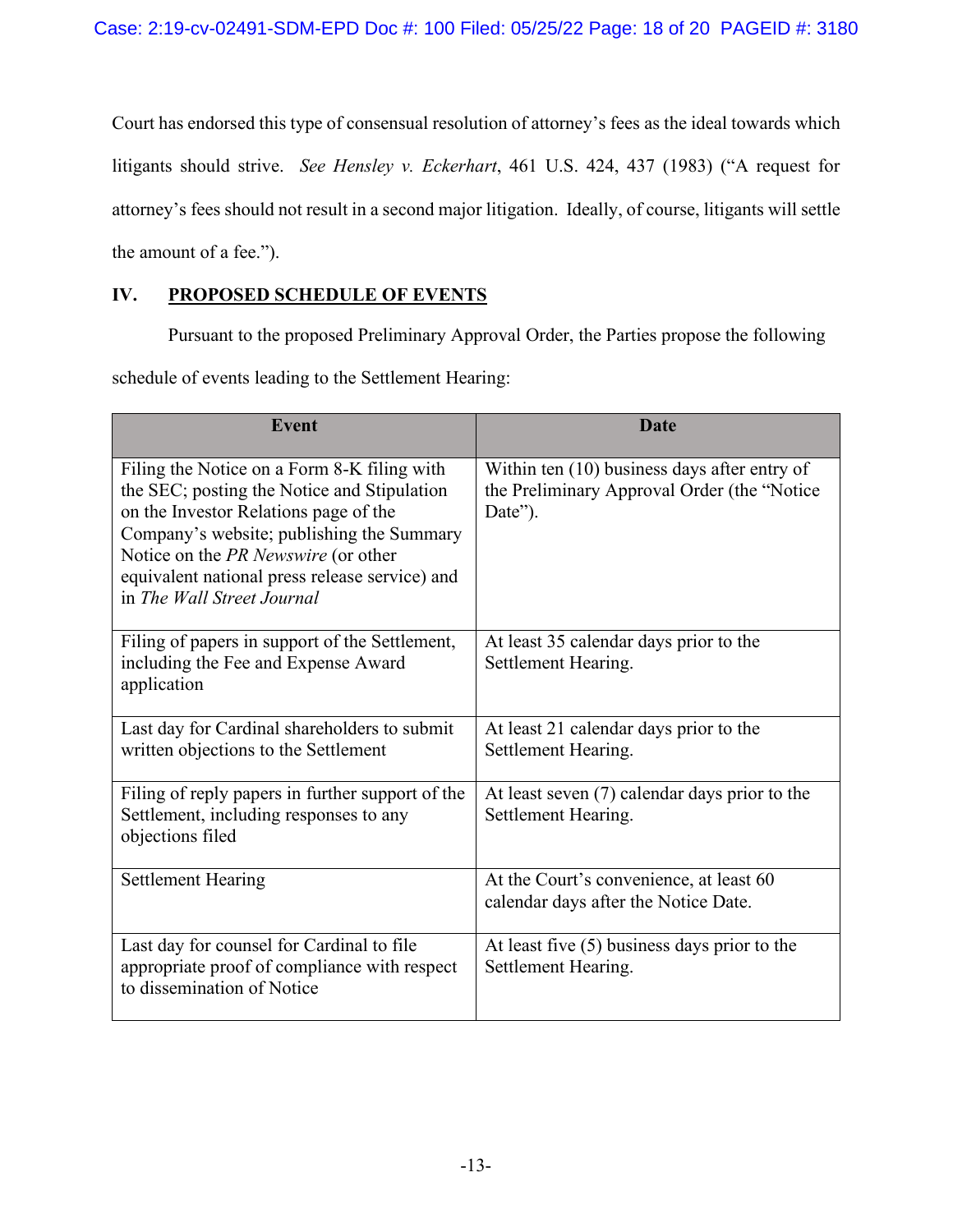Court has endorsed this type of consensual resolution of attorney's fees as the ideal towards which litigants should strive. *See Hensley v. Eckerhart*, 461 U.S. 424, 437 (1983) ("A request for attorney's fees should not result in a second major litigation. Ideally, of course, litigants will settle the amount of a fee.").

## IV. PROPOSED SCHEDULE OF EVENTS

Pursuant to the proposed Preliminary Approval Order, the Parties propose the following schedule of events leading to the Settlement Hearing:

| Event | Date |
|---|---|
| Filing the Notice on a Form 8-K filing with the SEC; posting the Notice and Stipulation on the Investor Relations page of the Company's website; publishing the Summary Notice on the *PR Newswire* (or other equivalent national press release service) and in *The Wall Street Journal* | Within ten (10) business days after entry of the Preliminary Approval Order (the "Notice Date"). |
| Filing of papers in support of the Settlement, including the Fee and Expense Award application | At least 35 calendar days prior to the Settlement Hearing. |
| Last day for Cardinal shareholders to submit written objections to the Settlement | At least 21 calendar days prior to the Settlement Hearing. |
| Filing of reply papers in further support of the Settlement, including responses to any objections filed | At least seven (7) calendar days prior to the Settlement Hearing. |
| Settlement Hearing | At the Court's convenience, at least 60 calendar days after the Notice Date. |
| Last day for counsel for Cardinal to file appropriate proof of compliance with respect to dissemination of Notice | At least five (5) business days prior to the Settlement Hearing. |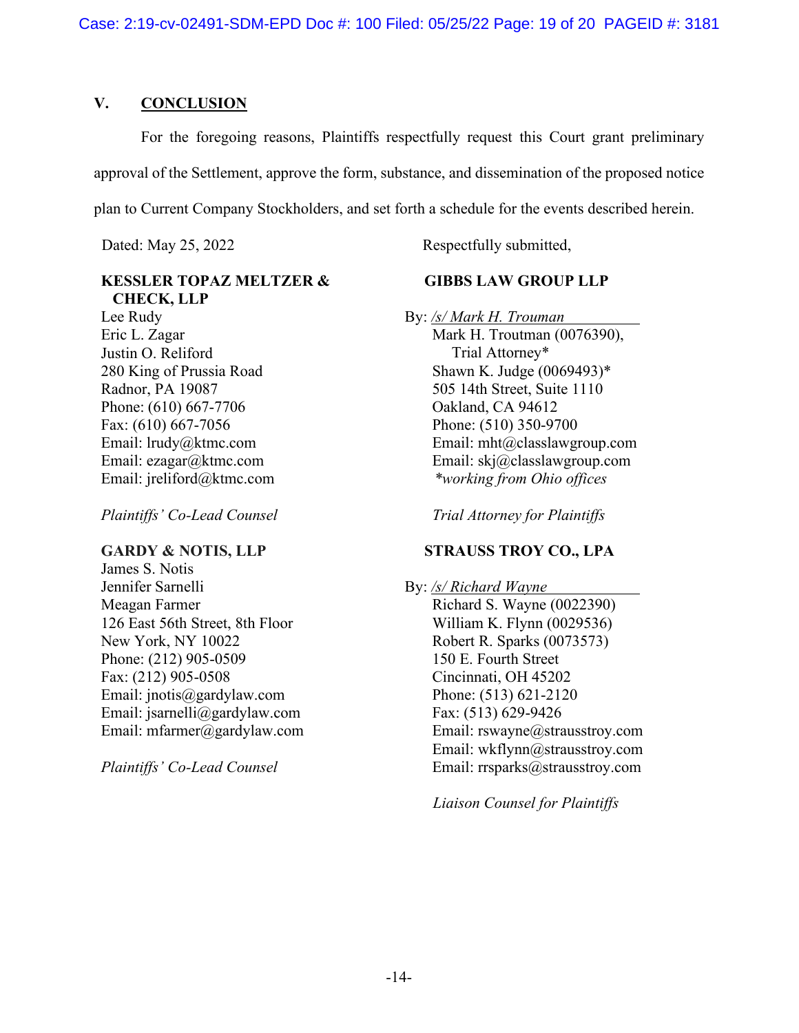## V. CONCLUSION

For the foregoing reasons, Plaintiffs respectfully request this Court grant preliminary approval of the Settlement, approve the form, substance, and dissemination of the proposed notice plan to Current Company Stockholders, and set forth a schedule for the events described herein.

Dated: May 25, 2022

Respectfully submitted,

**KESSLER TOPAZ MELTZER & CHECK, LLP**
Lee Rudy
Eric L. Zagar
Justin O. Reliford
280 King of Prussia Road
Radnor, PA 19087
Phone: (610) 667-7706
Fax: (610) 667-7056
Email: lrudy@ktmc.com
Email: ezagar@ktmc.com
Email: jreliford@ktmc.com

*Plaintiffs' Co-Lead Counsel*

**GARDY & NOTIS, LLP**
James S. Notis
Jennifer Sarnelli
Meagan Farmer
126 East 56th Street, 8th Floor
New York, NY 10022
Phone: (212) 905-0509
Fax: (212) 905-0508
Email: jnotis@gardylaw.com
Email: jsarnelli@gardylaw.com
Email: mfarmer@gardylaw.com

*Plaintiffs' Co-Lead Counsel*

**GIBBS LAW GROUP LLP**

By: */s/ Mark H. Trouman*
Mark H. Troutman (0076390),
Trial Attorney*
Shawn K. Judge (0069493)*
505 14th Street, Suite 1110
Oakland, CA 94612
Phone: (510) 350-9700
Email: mht@classlawgroup.com
Email: skj@classlawgroup.com
**working from Ohio offices*

*Trial Attorney for Plaintiffs*

**STRAUSS TROY CO., LPA**

By: */s/ Richard Wayne*
Richard S. Wayne (0022390)
William K. Flynn (0029536)
Robert R. Sparks (0073573)
150 E. Fourth Street
Cincinnati, OH 45202
Phone: (513) 621-2120
Fax: (513) 629-9426
Email: rswayne@strausstroy.com
Email: wkflynn@strausstroy.com
Email: rrsparks@strausstroy.com

*Liaison Counsel for Plaintiffs*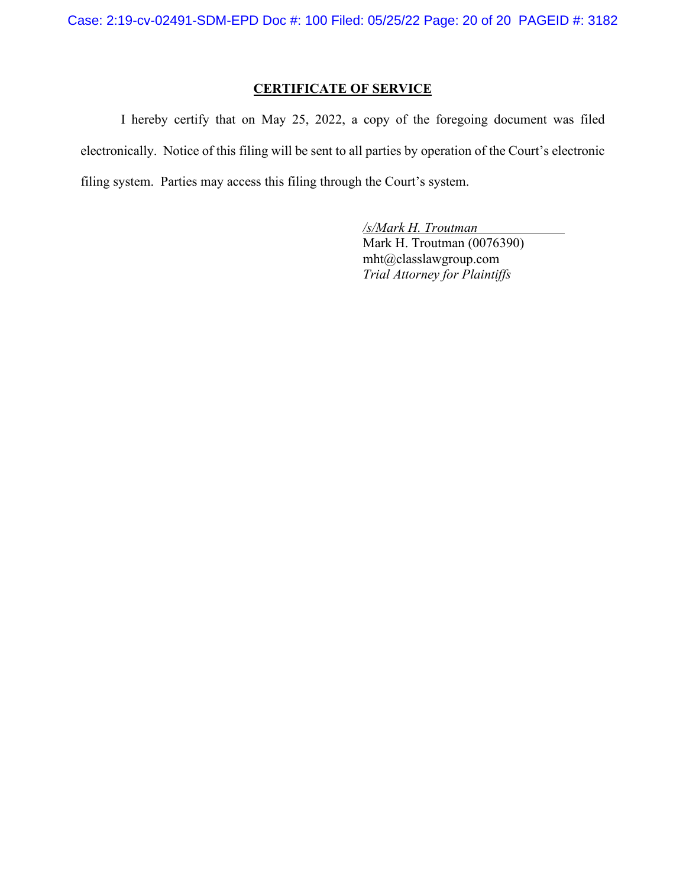## CERTIFICATE OF SERVICE

I hereby certify that on May 25, 2022, a copy of the foregoing document was filed electronically. Notice of this filing will be sent to all parties by operation of the Court's electronic filing system. Parties may access this filing through the Court's system.

*/s/Mark H. Troutman*
Mark H. Troutman (0076390)
mht@classlawgroup.com
*Trial Attorney for Plaintiffs*